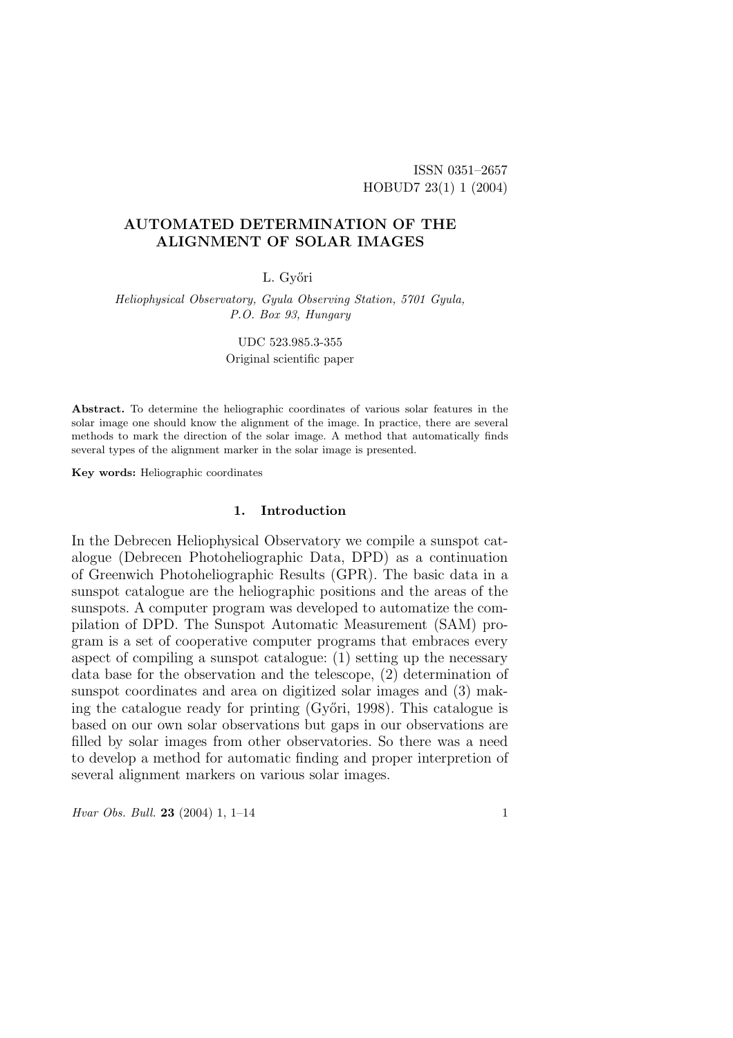ISSN 0351–2657
HOBUD7 23(1) 1 (2004)

# AUTOMATED DETERMINATION OF THE ALIGNMENT OF SOLAR IMAGES

L. Győri

*Heliophysical Observatory, Gyula Observing Station, 5701 Gyula, P.O. Box 93, Hungary*

UDC 523.985.3-355

Original scientific paper

**Abstract.** To determine the heliographic coordinates of various solar features in the solar image one should know the alignment of the image. In practice, there are several methods to mark the direction of the solar image. A method that automatically finds several types of the alignment marker in the solar image is presented.

**Key words:** Heliographic coordinates

## 1. Introduction

In the Debrecen Heliophysical Observatory we compile a sunspot catalogue (Debrecen Photoheliographic Data, DPD) as a continuation of Greenwich Photoheliographic Results (GPR). The basic data in a sunspot catalogue are the heliographic positions and the areas of the sunspots. A computer program was developed to automatize the compilation of DPD. The Sunspot Automatic Measurement (SAM) program is a set of cooperative computer programs that embraces every aspect of compiling a sunspot catalogue: (1) setting up the necessary data base for the observation and the telescope, (2) determination of sunspot coordinates and area on digitized solar images and (3) making the catalogue ready for printing (Győri, 1998). This catalogue is based on our own solar observations but gaps in our observations are filled by solar images from other observatories. So there was a need to develop a method for automatic finding and proper interpretion of several alignment markers on various solar images.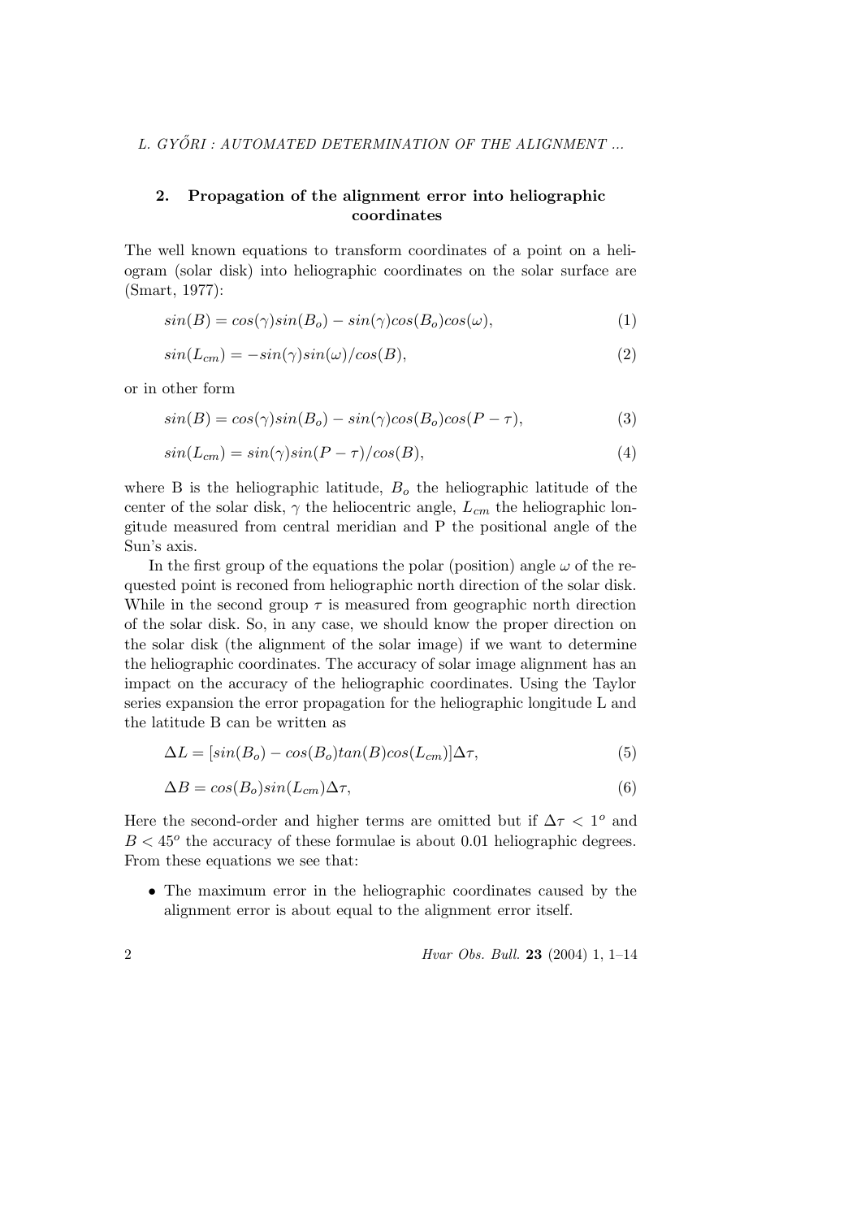## 2. Propagation of the alignment error into heliographic coordinates

The well known equations to transform coordinates of a point on a heliogram (solar disk) into heliographic coordinates on the solar surface are (Smart, 1977):

$$sin(B) = cos(\gamma)sin(B_o) - sin(\gamma)cos(B_o)cos(\omega), \tag{1}$$

$$sin(L_{cm}) = -sin(\gamma)sin(\omega)/cos(B), \tag{2}$$

or in other form

$$sin(B) = cos(\gamma)sin(B_o) - sin(\gamma)cos(B_o)cos(P - \tau), \tag{3}$$

$$sin(L_{cm}) = sin(\gamma)sin(P - \tau)/cos(B), \tag{4}$$

where B is the heliographic latitude, $B_o$ the heliographic latitude of the center of the solar disk, $\gamma$ the heliocentric angle, $L_{cm}$ the heliographic longitude measured from central meridian and P the positional angle of the Sun's axis.

In the first group of the equations the polar (position) angle $\omega$ of the requested point is reconed from heliographic north direction of the solar disk. While in the second group $\tau$ is measured from geographic north direction of the solar disk. So, in any case, we should know the proper direction on the solar disk (the alignment of the solar image) if we want to determine the heliographic coordinates. The accuracy of solar image alignment has an impact on the accuracy of the heliographic coordinates. Using the Taylor series expansion the error propagation for the heliographic longitude L and the latitude B can be written as

$$\Delta L = [sin(B_o) - cos(B_o)tan(B)cos(L_{cm})]\Delta\tau, \tag{5}$$

$$\Delta B = cos(B_o)sin(L_{cm})\Delta\tau, \tag{6}$$

Here the second-order and higher terms are omitted but if $\Delta\tau < 1^o$ and $B < 45^o$ the accuracy of these formulae is about 0.01 heliographic degrees. From these equations we see that:

- The maximum error in the heliographic coordinates caused by the alignment error is about equal to the alignment error itself.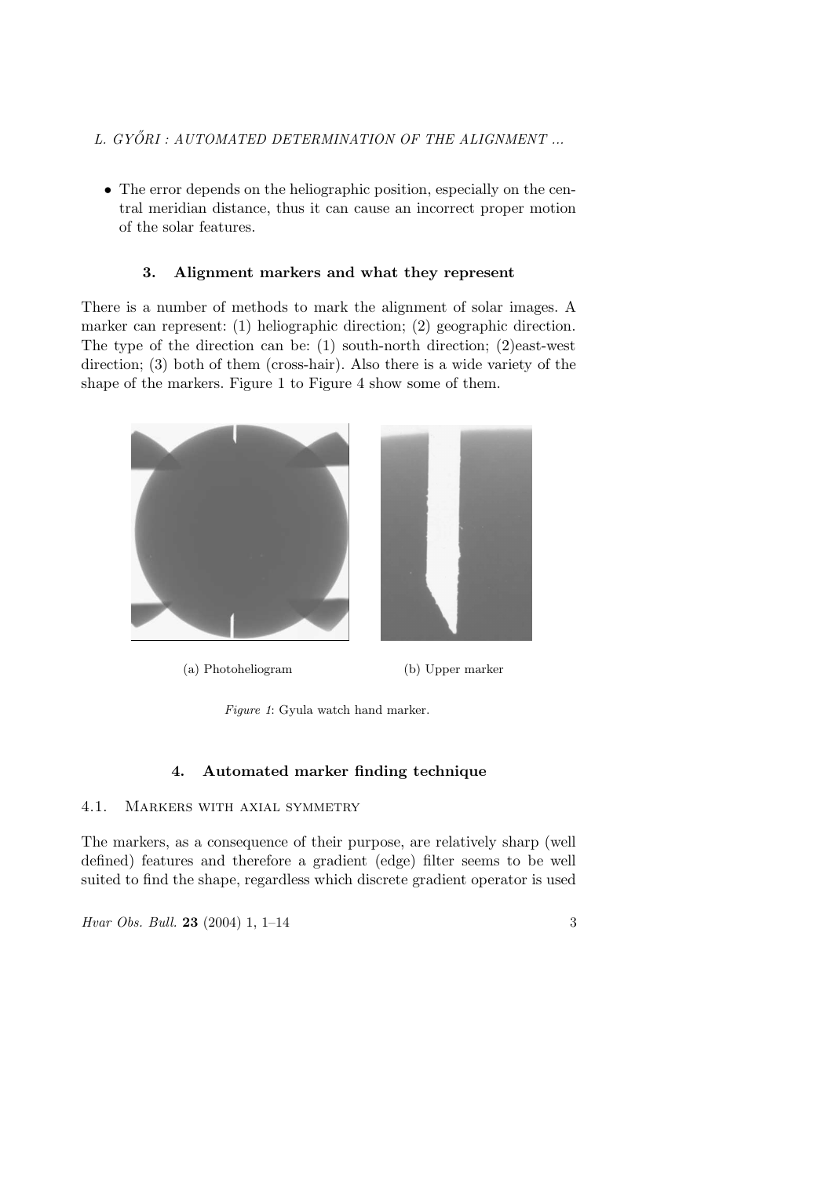- The error depends on the heliographic position, especially on the central meridian distance, thus it can cause an incorrect proper motion of the solar features.

## 3. Alignment markers and what they represent

There is a number of methods to mark the alignment of solar images. A marker can represent: (1) heliographic direction; (2) geographic direction. The type of the direction can be: (1) south-north direction; (2)east-west direction; (3) both of them (cross-hair). Also there is a wide variety of the shape of the markers. Figure 1 to Figure 4 show some of them.

(a) Photoheliogram

(b) Upper marker

*Figure 1*: Gyula watch hand marker.

## 4. Automated marker finding technique

### 4.1. Markers with axial symmetry

The markers, as a consequence of their purpose, are relatively sharp (well defined) features and therefore a gradient (edge) filter seems to be well suited to find the shape, regardless which discrete gradient operator is used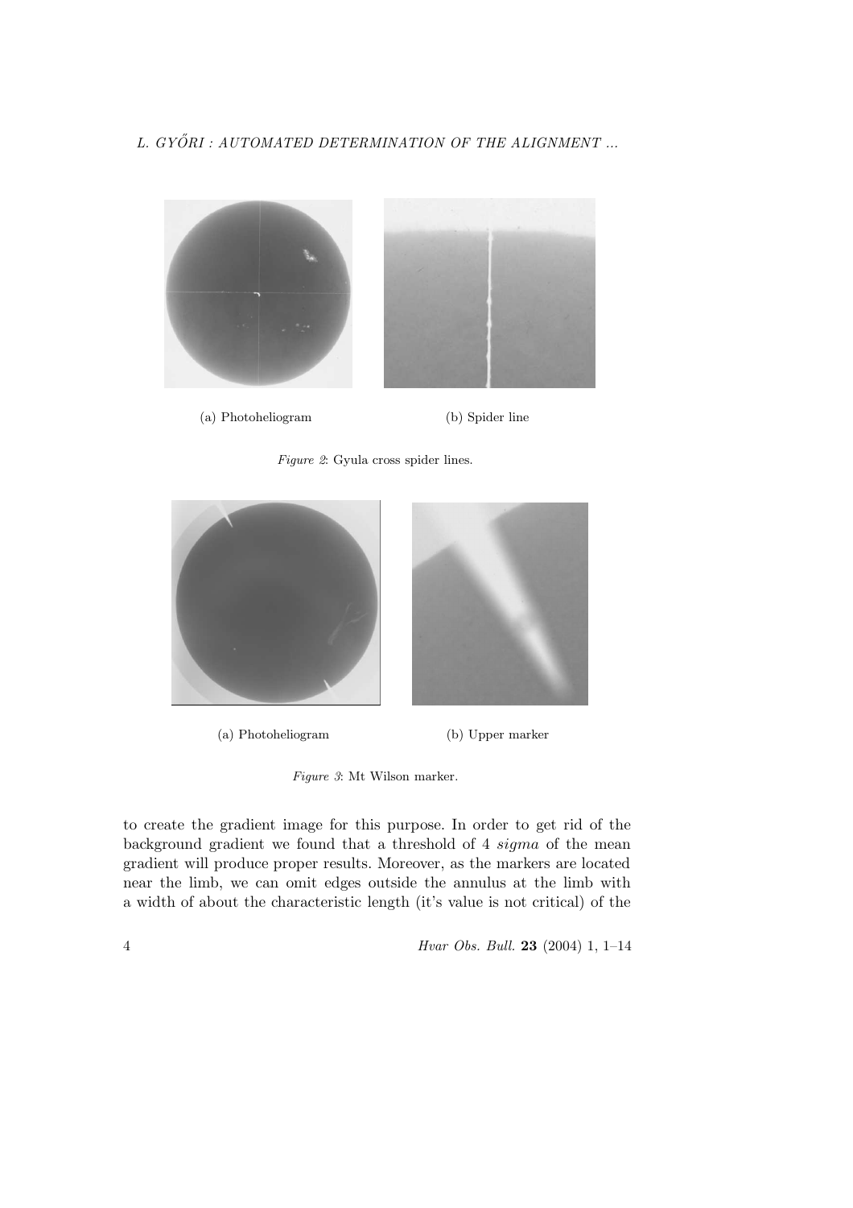(a) Photoheliogram

(b) Spider line

*Figure 2*: Gyula cross spider lines.

(a) Photoheliogram

(b) Upper marker

*Figure 3*: Mt Wilson marker.

to create the gradient image for this purpose. In order to get rid of the background gradient we found that a threshold of 4 *sigma* of the mean gradient will produce proper results. Moreover, as the markers are located near the limb, we can omit edges outside the annulus at the limb with a width of about the characteristic length (it's value is not critical) of the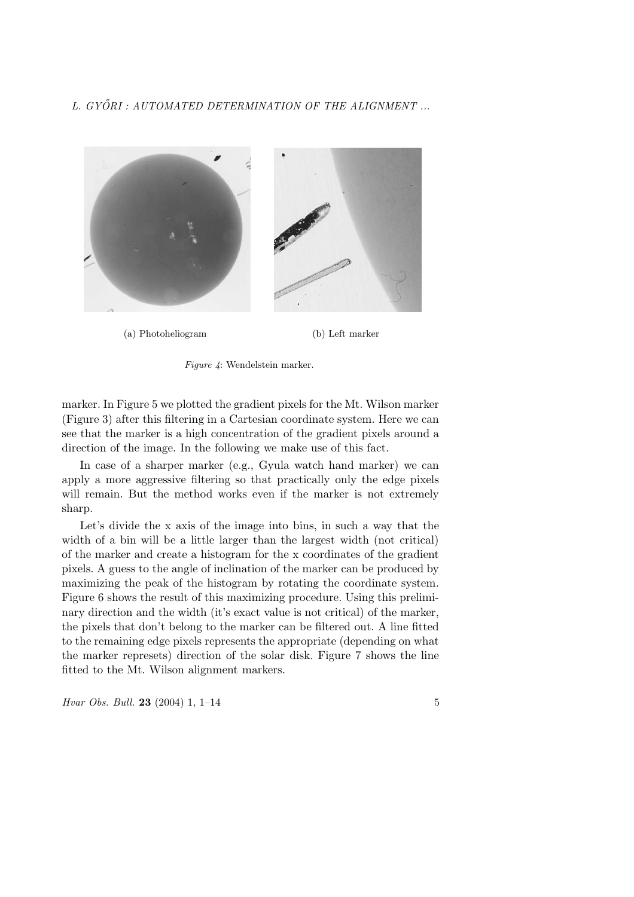(a) Photoheliogram

(b) Left marker

*Figure 4*: Wendelstein marker.

marker. In Figure 5 we plotted the gradient pixels for the Mt. Wilson marker (Figure 3) after this filtering in a Cartesian coordinate system. Here we can see that the marker is a high concentration of the gradient pixels around a direction of the image. In the following we make use of this fact.

In case of a sharper marker (e.g., Gyula watch hand marker) we can apply a more aggressive filtering so that practically only the edge pixels will remain. But the method works even if the marker is not extremely sharp.

Let's divide the x axis of the image into bins, in such a way that the width of a bin will be a little larger than the largest width (not critical) of the marker and create a histogram for the x coordinates of the gradient pixels. A guess to the angle of inclination of the marker can be produced by maximizing the peak of the histogram by rotating the coordinate system. Figure 6 shows the result of this maximizing procedure. Using this preliminary direction and the width (it's exact value is not critical) of the marker, the pixels that don't belong to the marker can be filtered out. A line fitted to the remaining edge pixels represents the appropriate (depending on what the marker represets) direction of the solar disk. Figure 7 shows the line fitted to the Mt. Wilson alignment markers.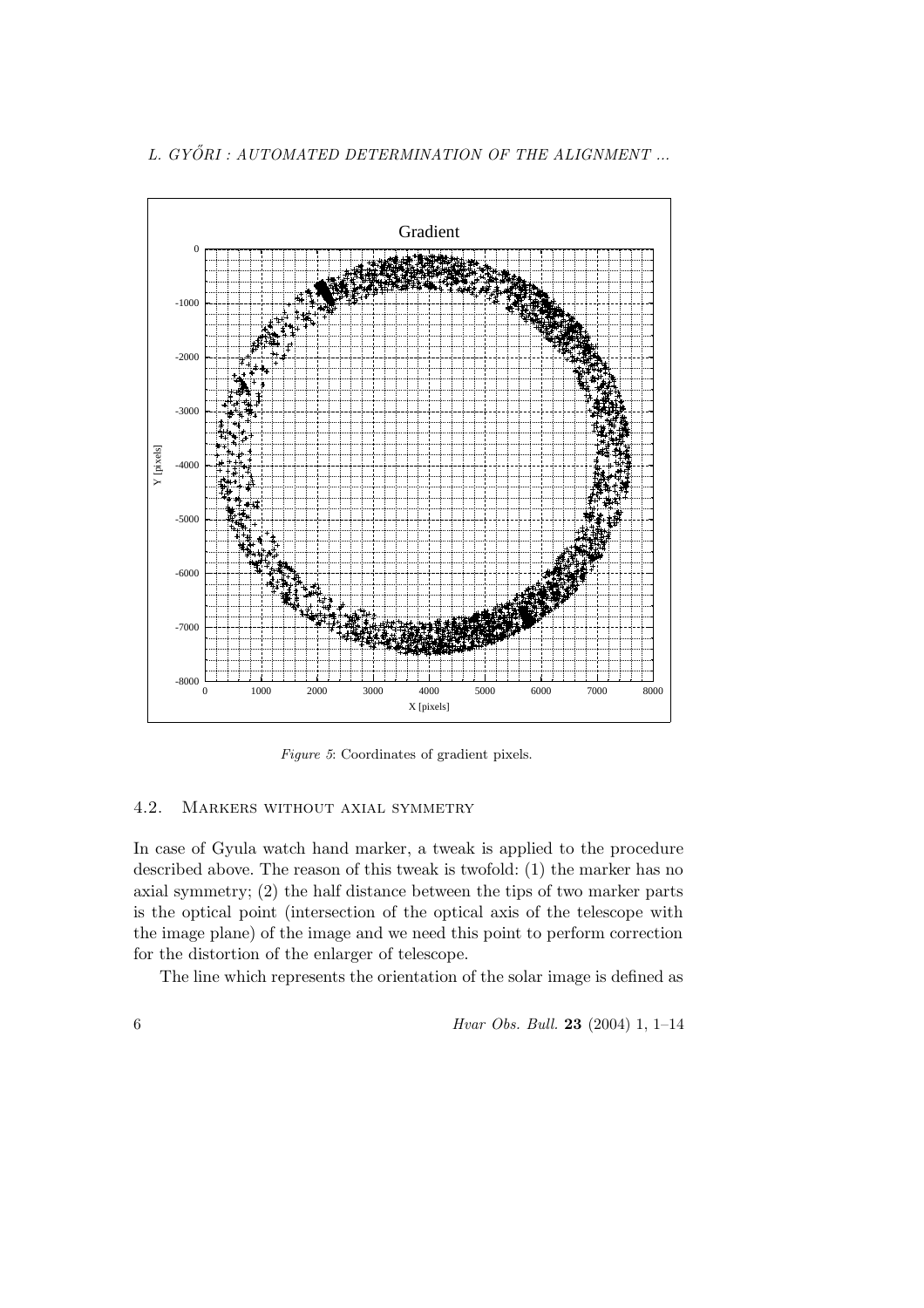*Figure 5*: Coordinates of gradient pixels.

### 4.2. Markers without axial symmetry

In case of Gyula watch hand marker, a tweak is applied to the procedure described above. The reason of this tweak is twofold: (1) the marker has no axial symmetry; (2) the half distance between the tips of two marker parts is the optical point (intersection of the optical axis of the telescope with the image plane) of the image and we need this point to perform correction for the distortion of the enlarger of telescope.

The line which represents the orientation of the solar image is defined as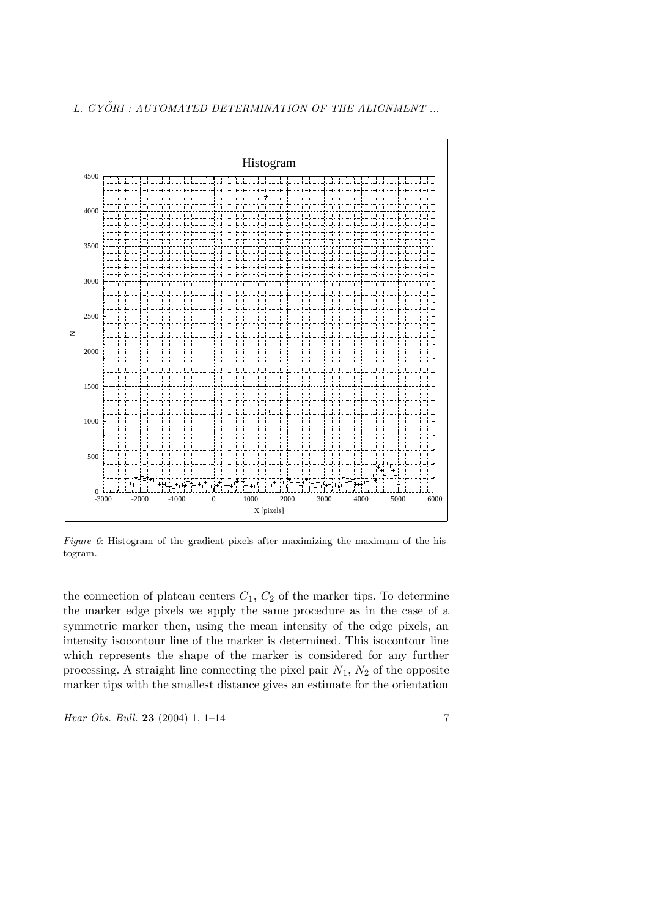*Figure 6*: Histogram of the gradient pixels after maximizing the maximum of the histogram.

the connection of plateau centers $C_1$, $C_2$ of the marker tips. To determine the marker edge pixels we apply the same procedure as in the case of a symmetric marker then, using the mean intensity of the edge pixels, an intensity isocontour line of the marker is determined. This isocontour line which represents the shape of the marker is considered for any further processing. A straight line connecting the pixel pair $N_1$, $N_2$ of the opposite marker tips with the smallest distance gives an estimate for the orientation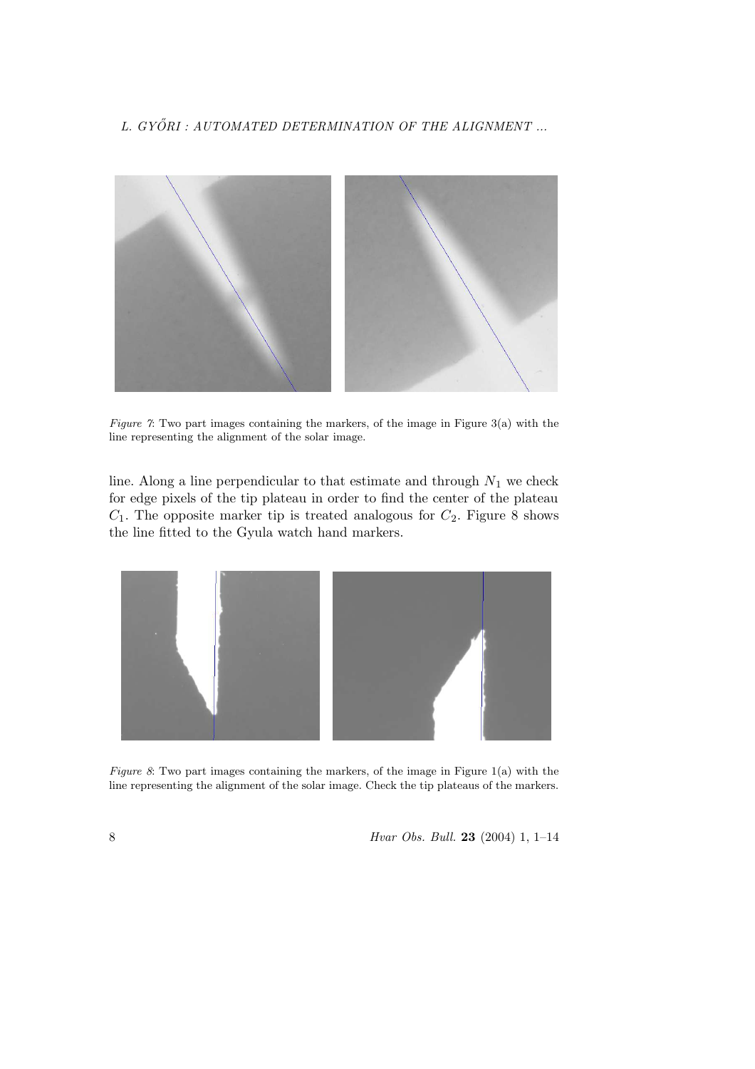*Figure 7*: Two part images containing the markers, of the image in Figure 3(a) with the line representing the alignment of the solar image.

line. Along a line perpendicular to that estimate and through $N_1$ we check for edge pixels of the tip plateau in order to find the center of the plateau $C_1$. The opposite marker tip is treated analogous for $C_2$. Figure 8 shows the line fitted to the Gyula watch hand markers.

*Figure 8*: Two part images containing the markers, of the image in Figure 1(a) with the line representing the alignment of the solar image. Check the tip plateaus of the markers.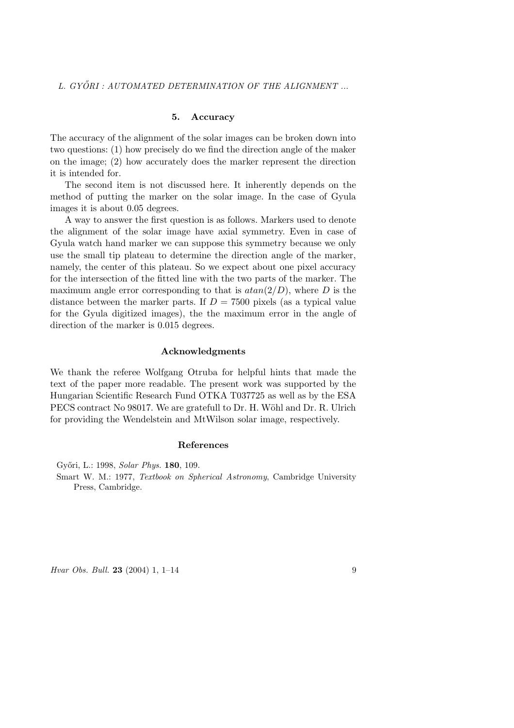## 5. Accuracy

The accuracy of the alignment of the solar images can be broken down into two questions: (1) how precisely do we find the direction angle of the maker on the image; (2) how accurately does the marker represent the direction it is intended for.

The second item is not discussed here. It inherently depends on the method of putting the marker on the solar image. In the case of Gyula images it is about 0.05 degrees.

A way to answer the first question is as follows. Markers used to denote the alignment of the solar image have axial symmetry. Even in case of Gyula watch hand marker we can suppose this symmetry because we only use the small tip plateau to determine the direction angle of the marker, namely, the center of this plateau. So we expect about one pixel accuracy for the intersection of the fitted line with the two parts of the marker. The maximum angle error corresponding to that is $atan(2/D)$, where $D$ is the distance between the marker parts. If $D = 7500$ pixels (as a typical value for the Gyula digitized images), the the maximum error in the angle of direction of the marker is 0.015 degrees.

## Acknowledgments

We thank the referee Wolfgang Otruba for helpful hints that made the text of the paper more readable. The present work was supported by the Hungarian Scientific Research Fund OTKA T037725 as well as by the ESA PECS contract No 98017. We are gratefull to Dr. H. Wöhl and Dr. R. Ulrich for providing the Wendelstein and MtWilson solar image, respectively.

## References

Győri, L.: 1998, *Solar Phys.* **180**, 109.

Smart W. M.: 1977, *Textbook on Spherical Astronomy*, Cambridge University Press, Cambridge.